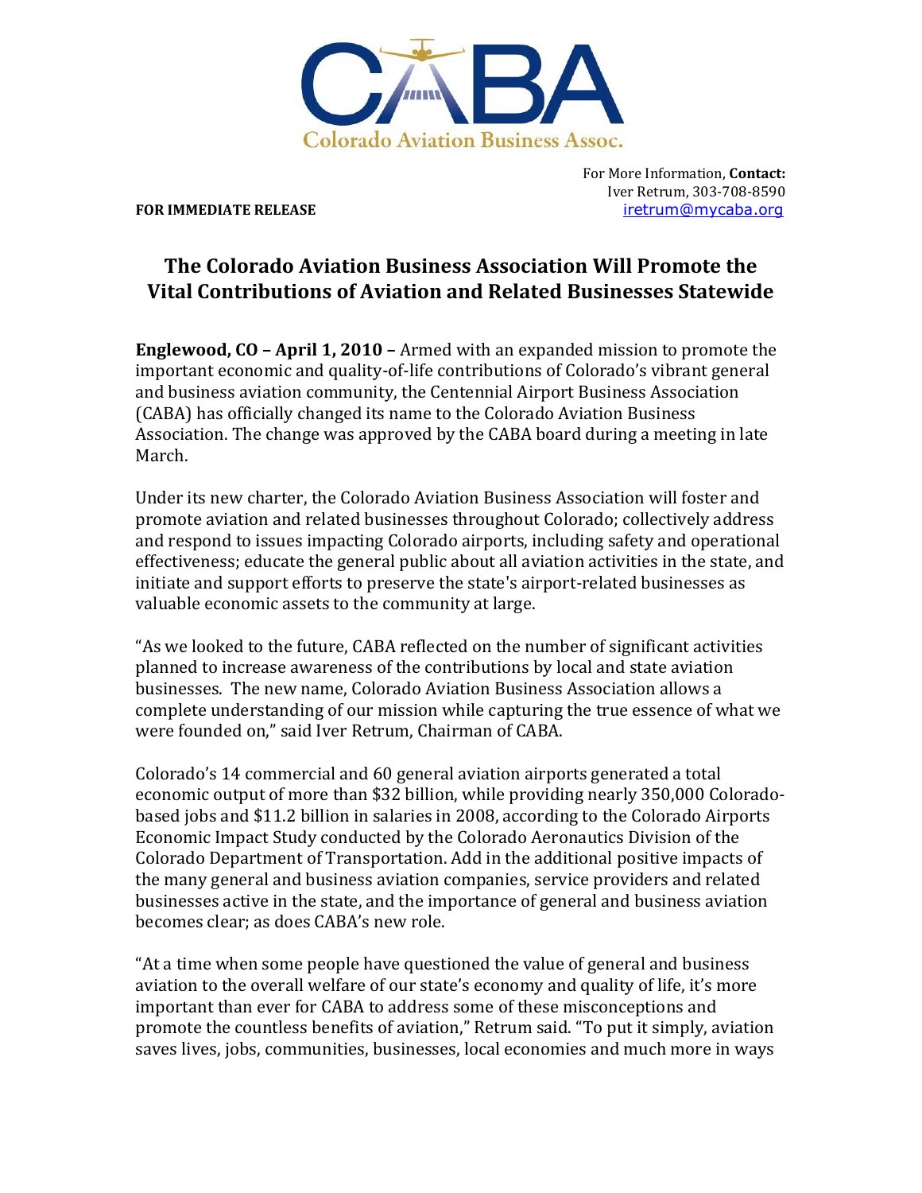CABA

Colorado Aviation Business Assoc.

For More Information, **Contact:**
Iver Retrum, 303-708-8590
iretrum@mycaba.org

**FOR IMMEDIATE RELEASE**

# The Colorado Aviation Business Association Will Promote the Vital Contributions of Aviation and Related Businesses Statewide

**Englewood, CO – April 1, 2010 –** Armed with an expanded mission to promote the important economic and quality-of-life contributions of Colorado's vibrant general and business aviation community, the Centennial Airport Business Association (CABA) has officially changed its name to the Colorado Aviation Business Association. The change was approved by the CABA board during a meeting in late March.

Under its new charter, the Colorado Aviation Business Association will foster and promote aviation and related businesses throughout Colorado; collectively address and respond to issues impacting Colorado airports, including safety and operational effectiveness; educate the general public about all aviation activities in the state, and initiate and support efforts to preserve the state's airport-related businesses as valuable economic assets to the community at large.

"As we looked to the future, CABA reflected on the number of significant activities planned to increase awareness of the contributions by local and state aviation businesses. The new name, Colorado Aviation Business Association allows a complete understanding of our mission while capturing the true essence of what we were founded on," said Iver Retrum, Chairman of CABA.

Colorado's 14 commercial and 60 general aviation airports generated a total economic output of more than $32 billion, while providing nearly 350,000 Colorado-based jobs and $11.2 billion in salaries in 2008, according to the Colorado Airports Economic Impact Study conducted by the Colorado Aeronautics Division of the Colorado Department of Transportation. Add in the additional positive impacts of the many general and business aviation companies, service providers and related businesses active in the state, and the importance of general and business aviation becomes clear; as does CABA's new role.

"At a time when some people have questioned the value of general and business aviation to the overall welfare of our state's economy and quality of life, it's more important than ever for CABA to address some of these misconceptions and promote the countless benefits of aviation," Retrum said. "To put it simply, aviation saves lives, jobs, communities, businesses, local economies and much more in ways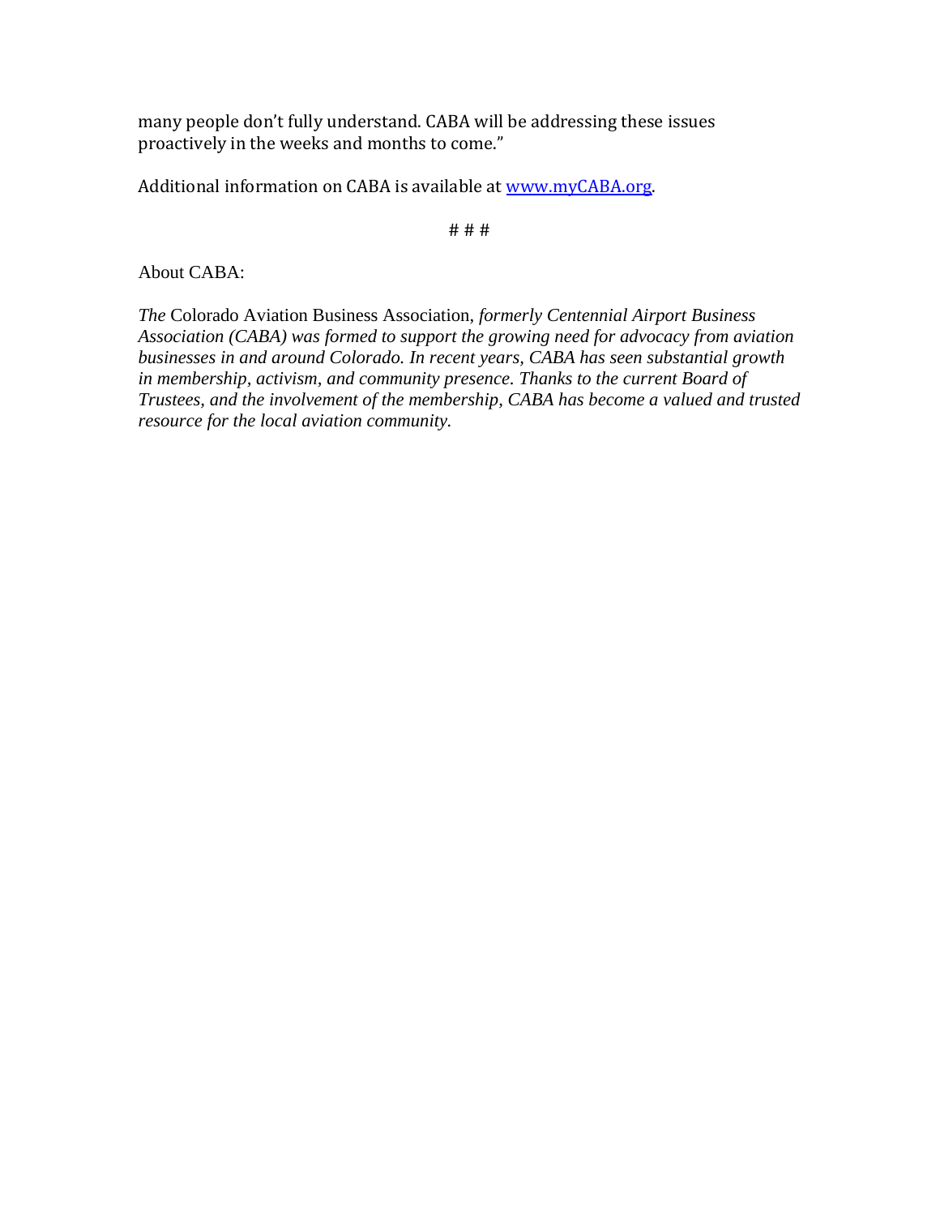many people don't fully understand. CABA will be addressing these issues proactively in the weeks and months to come."

Additional information on CABA is available at [www.myCABA.org](http://www.myCABA.org).

# # #

About CABA:

*The* Colorado Aviation Business Association, *formerly Centennial Airport Business Association (CABA) was formed to support the growing need for advocacy from aviation businesses in and around Colorado. In recent years, CABA has seen substantial growth in membership, activism, and community presence. Thanks to the current Board of Trustees, and the involvement of the membership, CABA has become a valued and trusted resource for the local aviation community.*